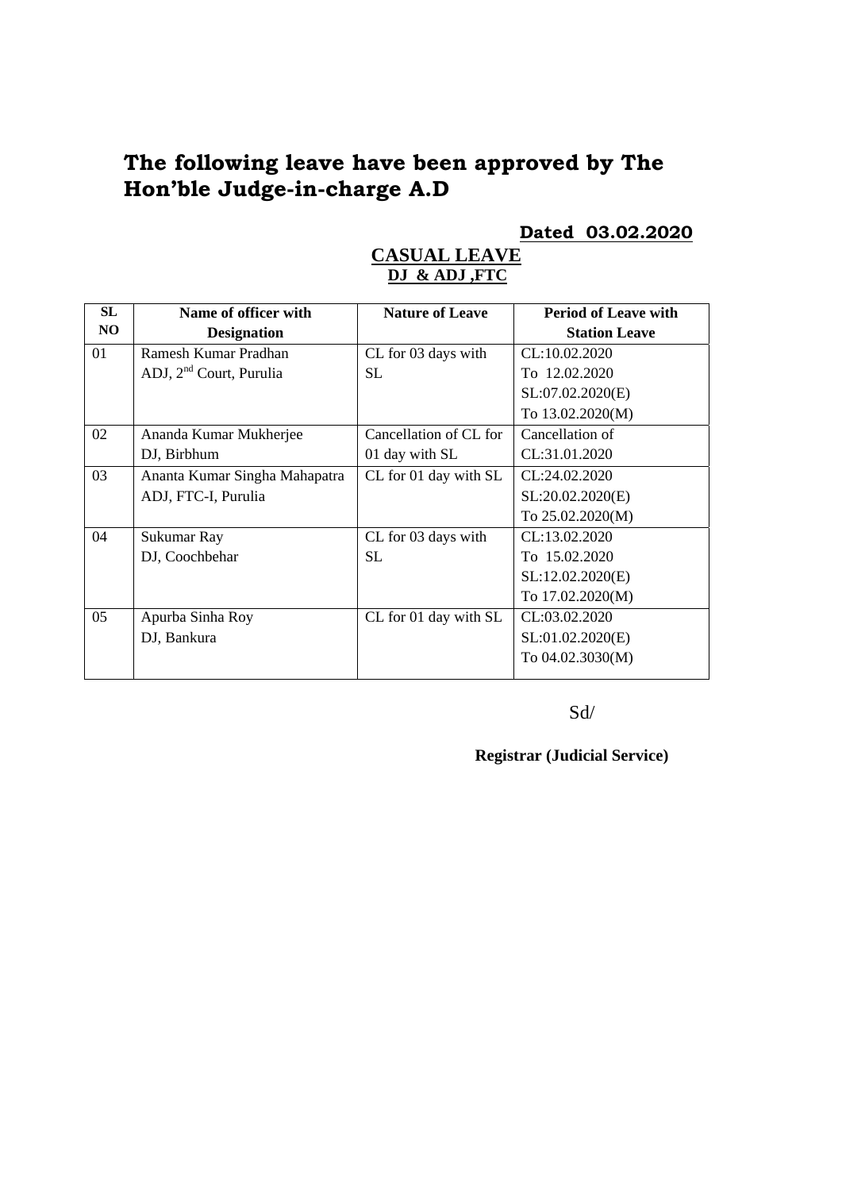# The following leave have been approved by The Hon'ble Judge-in-charge A.D

**Dated 03.02.2020**

## CASUAL LEAVE

### DJ & ADJ ,FTC

| SL NO | Name of officer with Designation | Nature of Leave | Period of Leave with Station Leave |
|---|---|---|---|
| 01 | Ramesh Kumar Pradhan<br>ADJ, 2nd Court, Purulia | CL for 03 days with SL | CL:10.02.2020<br>To 12.02.2020<br>SL:07.02.2020(E)<br>To 13.02.2020(M) |
| 02 | Ananda Kumar Mukherjee<br>DJ, Birbhum | Cancellation of CL for 01 day with SL | Cancellation of CL:31.01.2020 |
| 03 | Ananta Kumar Singha Mahapatra<br>ADJ, FTC-I, Purulia | CL for 01 day with SL | CL:24.02.2020<br>SL:20.02.2020(E)<br>To 25.02.2020(M) |
| 04 | Sukumar Ray<br>DJ, Coochbehar | CL for 03 days with SL | CL:13.02.2020<br>To 15.02.2020<br>SL:12.02.2020(E)<br>To 17.02.2020(M) |
| 05 | Apurba Sinha Roy<br>DJ, Bankura | CL for 01 day with SL | CL:03.02.2020<br>SL:01.02.2020(E)<br>To 04.02.3030(M) |

Sd/

**Registrar (Judicial Service)**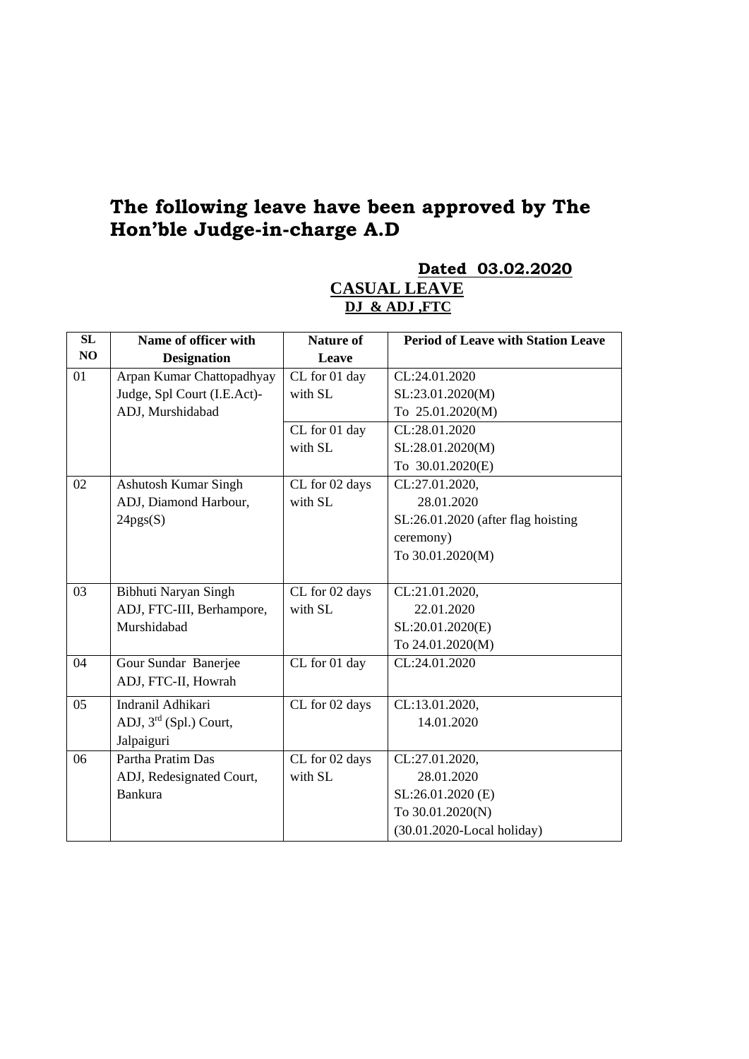## The following leave have been approved by The Hon'ble Judge-in-charge A.D

**Dated 03.02.2020**

**CASUAL LEAVE**

**DJ & ADJ ,FTC**

| SL NO | Name of officer with Designation | Nature of Leave | Period of Leave with Station Leave |
|---|---|---|---|
| 01 | Arpan Kumar Chattopadhyay Judge, Spl Court (I.E.Act)-ADJ, Murshidabad | CL for 01 day with SL | CL:24.01.2020 SL:23.01.2020(M) To 25.01.2020(M) |
| | | CL for 01 day with SL | CL:28.01.2020 SL:28.01.2020(M) To 30.01.2020(E) |
| 02 | Ashutosh Kumar Singh ADJ, Diamond Harbour, 24pgs(S) | CL for 02 days with SL | CL:27.01.2020, 28.01.2020 SL:26.01.2020 (after flag hoisting ceremony) To 30.01.2020(M) |
| 03 | Bibhuti Naryan Singh ADJ, FTC-III, Berhampore, Murshidabad | CL for 02 days with SL | CL:21.01.2020, 22.01.2020 SL:20.01.2020(E) To 24.01.2020(M) |
| 04 | Gour Sundar Banerjee ADJ, FTC-II, Howrah | CL for 01 day | CL:24.01.2020 |
| 05 | Indranil Adhikari ADJ, 3rd (Spl.) Court, Jalpaiguri | CL for 02 days | CL:13.01.2020, 14.01.2020 |
| 06 | Partha Pratim Das ADJ, Redesignated Court, Bankura | CL for 02 days with SL | CL:27.01.2020, 28.01.2020 SL:26.01.2020 (E) To 30.01.2020(N) (30.01.2020-Local holiday) |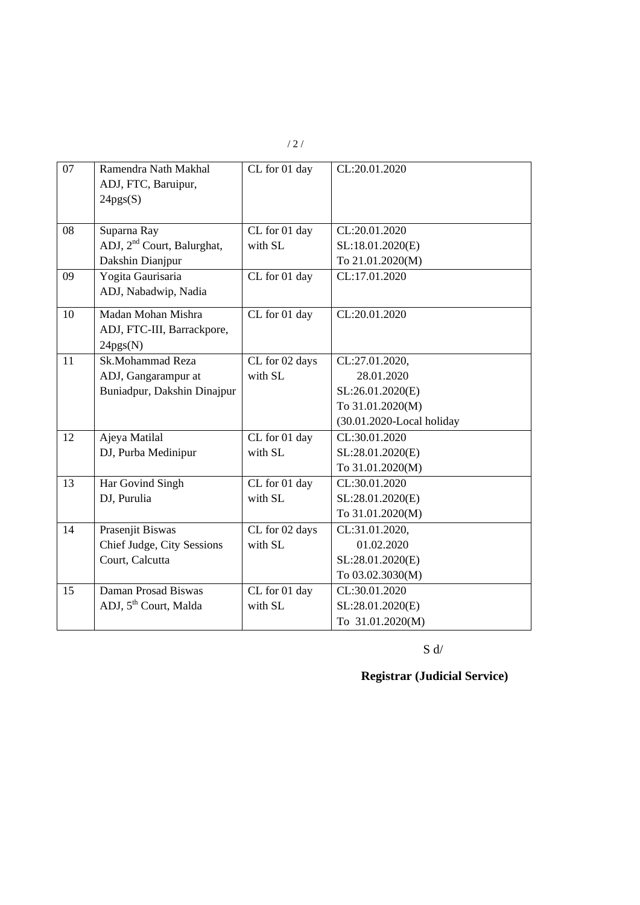| 07 | Ramendra Nath Makhal<br>ADJ, FTC, Baruipur,<br>24pgs(S) | CL for 01 day | CL:20.01.2020 |
|---|---|---|---|
| 08 | Suparna Ray<br>ADJ, 2nd Court, Balurghat,<br>Dakshin Dianjpur | CL for 01 day<br>with SL | CL:20.01.2020<br>SL:18.01.2020(E)<br>To 21.01.2020(M) |
| 09 | Yogita Gaurisaria<br>ADJ, Nabadwip, Nadia | CL for 01 day | CL:17.01.2020 |
| 10 | Madan Mohan Mishra<br>ADJ, FTC-III, Barrackpore,<br>24pgs(N) | CL for 01 day | CL:20.01.2020 |
| 11 | Sk.Mohammad Reza<br>ADJ, Gangarampur at<br>Buniadpur, Dakshin Dinajpur | CL for 02 days<br>with SL | CL:27.01.2020,<br>28.01.2020<br>SL:26.01.2020(E)<br>To 31.01.2020(M)<br>(30.01.2020-Local holiday |
| 12 | Ajeya Matilal<br>DJ, Purba Medinipur | CL for 01 day<br>with SL | CL:30.01.2020<br>SL:28.01.2020(E)<br>To 31.01.2020(M) |
| 13 | Har Govind Singh<br>DJ, Purulia | CL for 01 day<br>with SL | CL:30.01.2020<br>SL:28.01.2020(E)<br>To 31.01.2020(M) |
| 14 | Prasenjit Biswas<br>Chief Judge, City Sessions<br>Court, Calcutta | CL for 02 days<br>with SL | CL:31.01.2020,<br>01.02.2020<br>SL:28.01.2020(E)<br>To 03.02.3030(M) |
| 15 | Daman Prosad Biswas<br>ADJ, 5th Court, Malda | CL for 01 day<br>with SL | CL:30.01.2020<br>SL:28.01.2020(E)<br>To 31.01.2020(M) |

S d/

**Registrar (Judicial Service)**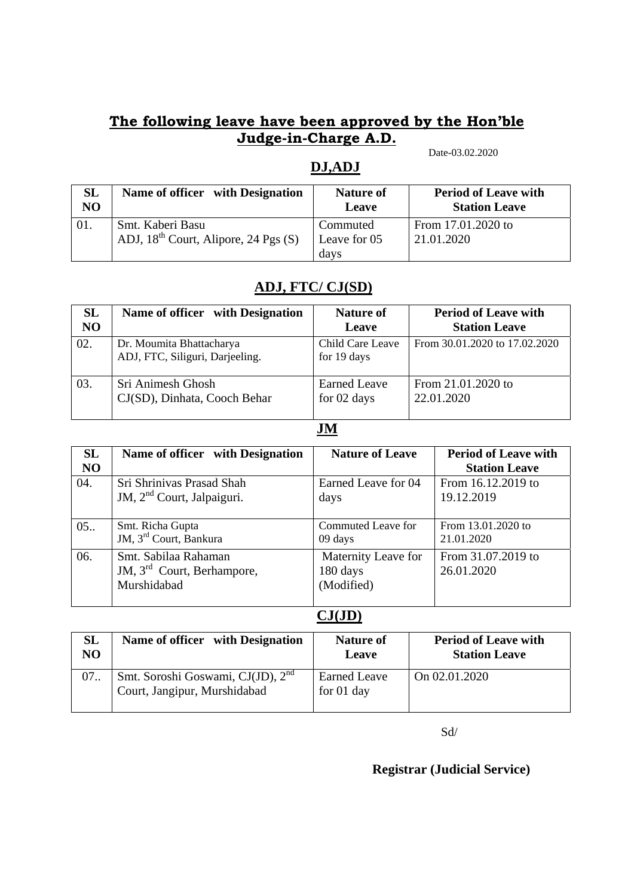## **The following leave have been approved by the Hon'ble Judge-in-Charge A.D.**

Date-03.02.2020

### **DJ,ADJ**

| SL NO | Name of officer with Designation | Nature of Leave | Period of Leave with Station Leave |
|---|---|---|---|
| 01. | Smt. Kaberi Basu<br>ADJ, 18th Court, Alipore, 24 Pgs (S) | Commuted Leave for 05 days | From 17.01.2020 to 21.01.2020 |

### **ADJ, FTC/ CJ(SD)**

| SL NO | Name of officer with Designation | Nature of Leave | Period of Leave with Station Leave |
|---|---|---|---|
| 02. | Dr. Moumita Bhattacharya<br>ADJ, FTC, Siliguri, Darjeeling. | Child Care Leave for 19 days | From 30.01.2020 to 17.02.2020 |
| 03. | Sri Animesh Ghosh<br>CJ(SD), Dinhata, Cooch Behar | Earned Leave for 02 days | From 21.01.2020 to 22.01.2020 |

### **JM**

| SL NO | Name of officer with Designation | Nature of Leave | Period of Leave with Station Leave |
|---|---|---|---|
| 04. | Sri Shrinivas Prasad Shah<br>JM, 2nd Court, Jalpaiguri. | Earned Leave for 04 days | From 16.12.2019 to 19.12.2019 |
| 05.. | Smt. Richa Gupta<br>JM, 3rd Court, Bankura | Commuted Leave for 09 days | From 13.01.2020 to 21.01.2020 |
| 06. | Smt. Sabilaa Rahaman<br>JM, 3rd Court, Berhampore, Murshidabad | Maternity Leave for 180 days (Modified) | From 31.07.2019 to 26.01.2020 |

### **CJ(JD)**

| SL NO | Name of officer with Designation | Nature of Leave | Period of Leave with Station Leave |
|---|---|---|---|
| 07.. | Smt. Soroshi Goswami, CJ(JD), 2nd Court, Jangipur, Murshidabad | Earned Leave for 01 day | On 02.01.2020 |

Sd/

**Registrar (Judicial Service)**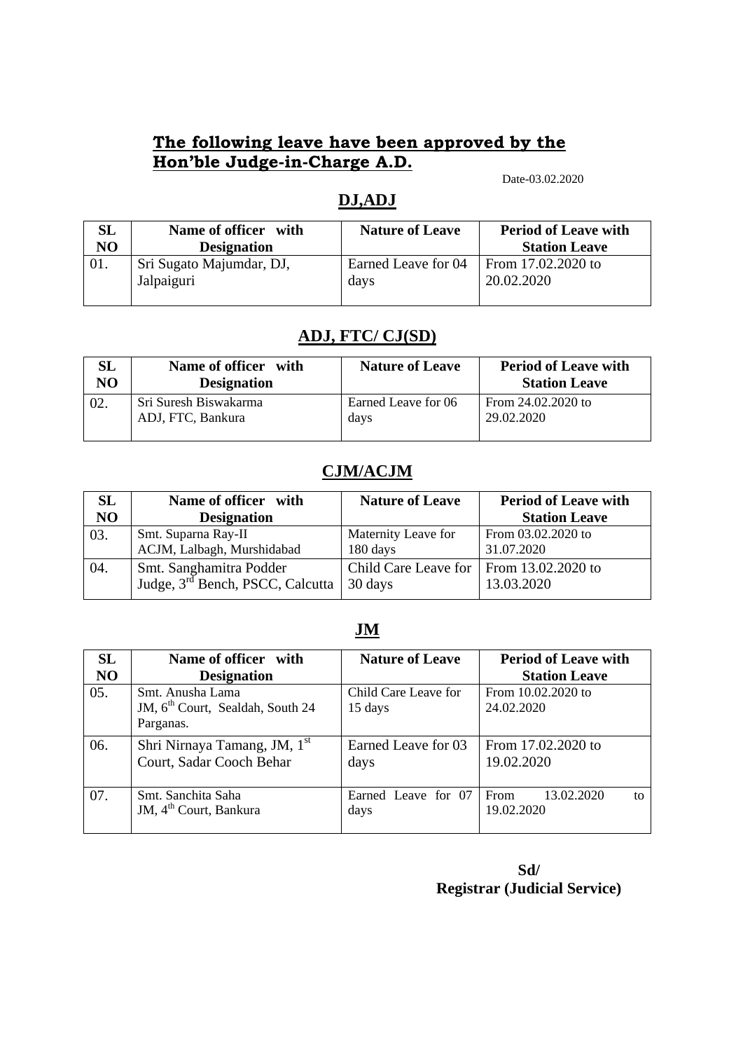## The following leave have been approved by the Hon'ble Judge-in-Charge A.D.

Date-03.02.2020

### DJ,ADJ

| SL NO | Name of officer with Designation | Nature of Leave | Period of Leave with Station Leave |
|---|---|---|---|
| 01. | Sri Sugato Majumdar, DJ, Jalpaiguri | Earned Leave for 04 days | From 17.02.2020 to 20.02.2020 |

### ADJ, FTC/ CJ(SD)

| SL NO | Name of officer with Designation | Nature of Leave | Period of Leave with Station Leave |
|---|---|---|---|
| 02. | Sri Suresh Biswakarma ADJ, FTC, Bankura | Earned Leave for 06 days | From 24.02.2020 to 29.02.2020 |

### CJM/ACJM

| SL NO | Name of officer with Designation | Nature of Leave | Period of Leave with Station Leave |
|---|---|---|---|
| 03. | Smt. Suparna Ray-II ACJM, Lalbagh, Murshidabad | Maternity Leave for 180 days | From 03.02.2020 to 31.07.2020 |
| 04. | Smt. Sanghamitra Podder Judge, 3rd Bench, PSCC, Calcutta | Child Care Leave for 30 days | From 13.02.2020 to 13.03.2020 |

### JM

| SL NO | Name of officer with Designation | Nature of Leave | Period of Leave with Station Leave |
|---|---|---|---|
| 05. | Smt. Anusha Lama JM, 6th Court, Sealdah, South 24 Parganas. | Child Care Leave for 15 days | From 10.02.2020 to 24.02.2020 |
| 06. | Shri Nirnaya Tamang, JM, 1st Court, Sadar Cooch Behar | Earned Leave for 03 days | From 17.02.2020 to 19.02.2020 |
| 07. | Smt. Sanchita Saha JM, 4th Court, Bankura | Earned Leave for 07 days | From 13.02.2020 to 19.02.2020 |

**Sd/**
**Registrar (Judicial Service)**